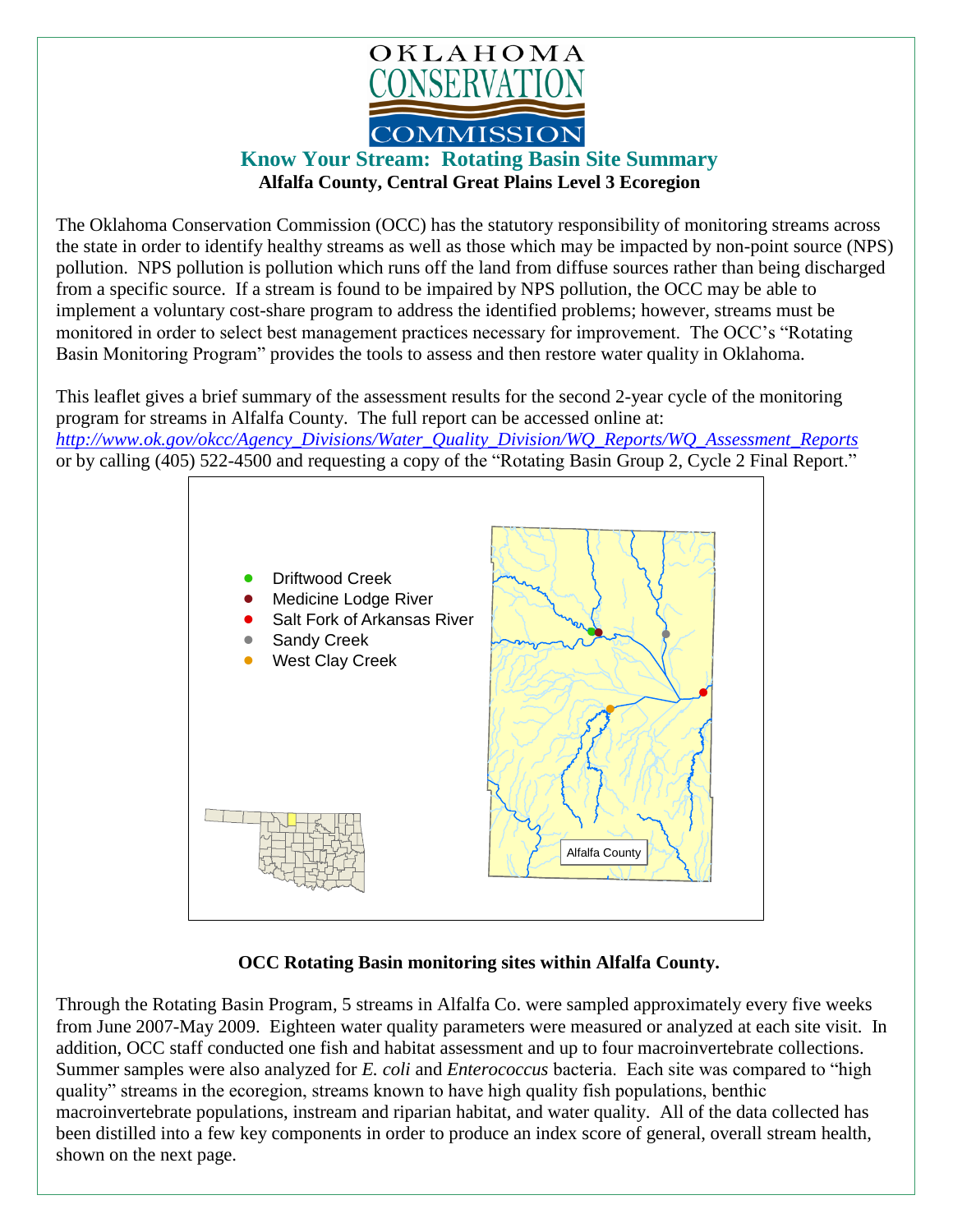# OKLAHOMA CONSERVATION COMMISSION

## Know Your Stream: Rotating Basin Site Summary

**Alfalfa County, Central Great Plains Level 3 Ecoregion**

The Oklahoma Conservation Commission (OCC) has the statutory responsibility of monitoring streams across the state in order to identify healthy streams as well as those which may be impacted by non-point source (NPS) pollution. NPS pollution is pollution which runs off the land from diffuse sources rather than being discharged from a specific source. If a stream is found to be impaired by NPS pollution, the OCC may be able to implement a voluntary cost-share program to address the identified problems; however, streams must be monitored in order to select best management practices necessary for improvement. The OCC's "Rotating Basin Monitoring Program" provides the tools to assess and then restore water quality in Oklahoma.

This leaflet gives a brief summary of the assessment results for the second 2-year cycle of the monitoring program for streams in Alfalfa County. The full report can be accessed online at: *http://www.ok.gov/okcc/Agency_Divisions/Water_Quality_Division/WQ_Reports/WQ_Assessment_Reports* or by calling (405) 522-4500 and requesting a copy of the "Rotating Basin Group 2, Cycle 2 Final Report."

- Driftwood Creek
- Medicine Lodge River
- Salt Fork of Arkansas River
- Sandy Creek
- West Clay Creek

Alfalfa County

**OCC Rotating Basin monitoring sites within Alfalfa County.**

Through the Rotating Basin Program, 5 streams in Alfalfa Co. were sampled approximately every five weeks from June 2007-May 2009. Eighteen water quality parameters were measured or analyzed at each site visit. In addition, OCC staff conducted one fish and habitat assessment and up to four macroinvertebrate collections. Summer samples were also analyzed for *E. coli* and *Enterococcus* bacteria. Each site was compared to "high quality" streams in the ecoregion, streams known to have high quality fish populations, benthic macroinvertebrate populations, instream and riparian habitat, and water quality. All of the data collected has been distilled into a few key components in order to produce an index score of general, overall stream health, shown on the next page.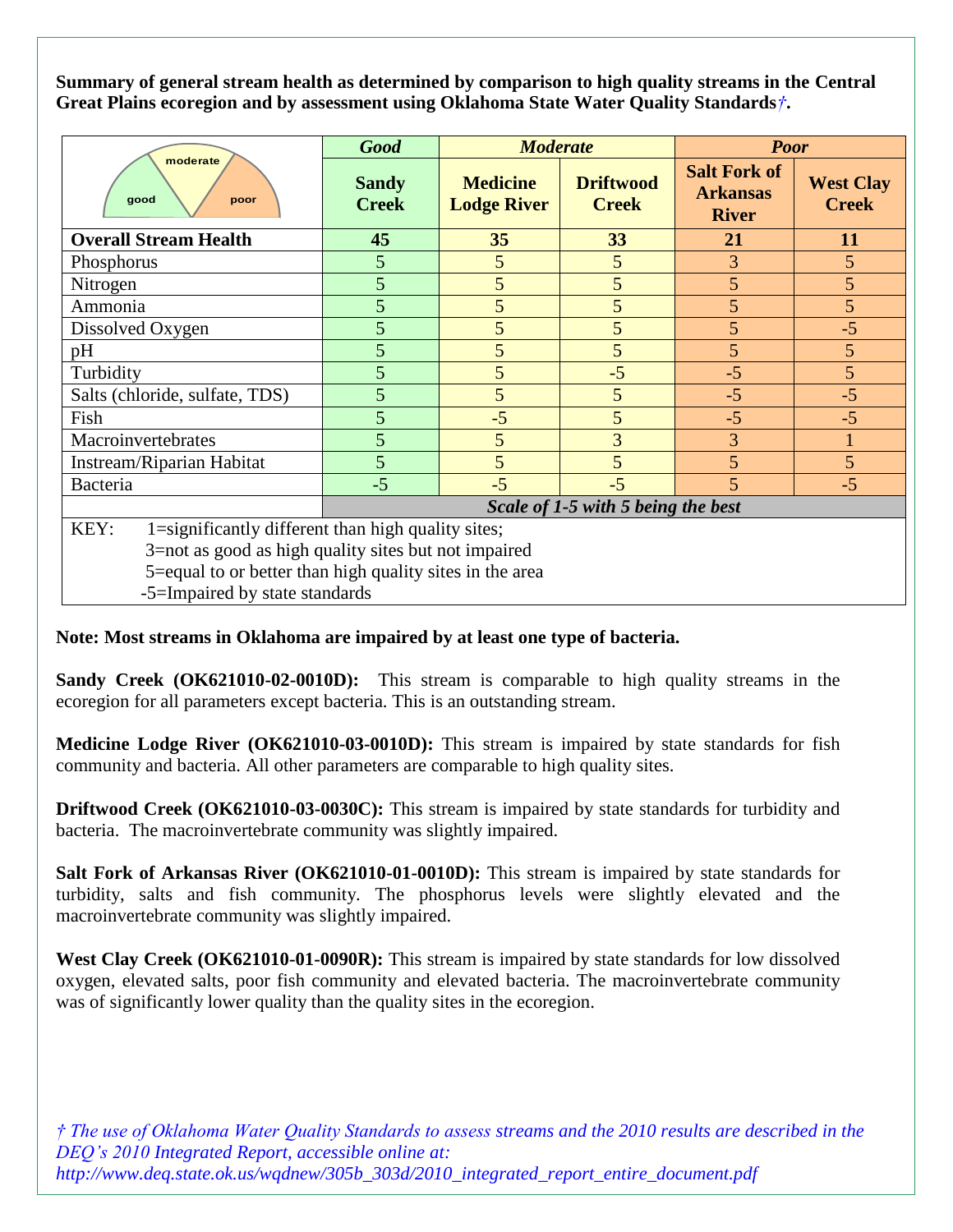**Summary of general stream health as determined by comparison to high quality streams in the Central Great Plains ecoregion and by assessment using Oklahoma State Water Quality Standards†.**

| | *Good* | *Moderate* | | *Poor* | |
|---|---|---|---|---|---|
| good / moderate / poor | **Sandy Creek** | **Medicine Lodge River** | **Driftwood Creek** | **Salt Fork of Arkansas River** | **West Clay Creek** |
| **Overall Stream Health** | **45** | **35** | **33** | **21** | **11** |
| Phosphorus | 5 | 5 | 5 | 3 | 5 |
| Nitrogen | 5 | 5 | 5 | 5 | 5 |
| Ammonia | 5 | 5 | 5 | 5 | 5 |
| Dissolved Oxygen | 5 | 5 | 5 | 5 | -5 |
| pH | 5 | 5 | 5 | 5 | 5 |
| Turbidity | 5 | 5 | -5 | -5 | 5 |
| Salts (chloride, sulfate, TDS) | 5 | 5 | 5 | -5 | -5 |
| Fish | 5 | -5 | 5 | -5 | -5 |
| Macroinvertebrates | 5 | 5 | 3 | 3 | 1 |
| Instream/Riparian Habitat | 5 | 5 | 5 | 5 | 5 |
| Bacteria | -5 | -5 | -5 | 5 | -5 |
| | *Scale of 1-5 with 5 being the best* | | | | |

KEY:
- 1=significantly different than high quality sites;
- 3=not as good as high quality sites but not impaired
- 5=equal to or better than high quality sites in the area
- -5=Impaired by state standards

**Note: Most streams in Oklahoma are impaired by at least one type of bacteria.**

**Sandy Creek (OK621010-02-0010D):** This stream is comparable to high quality streams in the ecoregion for all parameters except bacteria. This is an outstanding stream.

**Medicine Lodge River (OK621010-03-0010D):** This stream is impaired by state standards for fish community and bacteria. All other parameters are comparable to high quality sites.

**Driftwood Creek (OK621010-03-0030C):** This stream is impaired by state standards for turbidity and bacteria. The macroinvertebrate community was slightly impaired.

**Salt Fork of Arkansas River (OK621010-01-0010D):** This stream is impaired by state standards for turbidity, salts and fish community. The phosphorus levels were slightly elevated and the macroinvertebrate community was slightly impaired.

**West Clay Creek (OK621010-01-0090R):** This stream is impaired by state standards for low dissolved oxygen, elevated salts, poor fish community and elevated bacteria. The macroinvertebrate community was of significantly lower quality than the quality sites in the ecoregion.

*† The use of Oklahoma Water Quality Standards to assess streams and the 2010 results are described in the DEQ's 2010 Integrated Report, accessible online at: http://www.deq.state.ok.us/wqdnew/305b_303d/2010_integrated_report_entire_document.pdf*